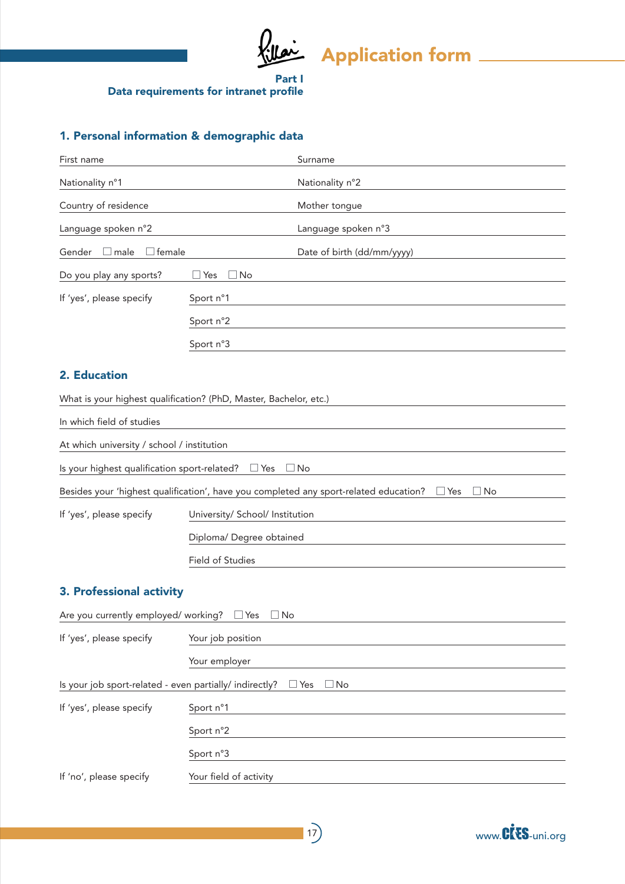# Application form

**Part I**
**Data requirements for intranet profile**

## 1. Personal information & demographic data

First name ____________________ Surname ____________________

Nationality n°1 ____________________ Nationality n°2 ____________________

Country of residence ____________________ Mother tongue ____________________

Language spoken n°2 ____________________ Language spoken n°3 ____________________

Gender ☐ male ☐ female Date of birth (dd/mm/yyyy) ____________________

Do you play any sports? ☐ Yes ☐ No

If 'yes', please specify
- Sport n°1 ____________________
- Sport n°2 ____________________
- Sport n°3 ____________________

## 2. Education

What is your highest qualification? (PhD, Master, Bachelor, etc.) ____________________

In which field of studies ____________________

At which university / school / institution ____________________

Is your highest qualification sport-related? ☐ Yes ☐ No

Besides your 'highest qualification', have you completed any sport-related education? ☐ Yes ☐ No

If 'yes', please specify
- University/ School/ Institution ____________________
- Diploma/ Degree obtained ____________________
- Field of Studies ____________________

## 3. Professional activity

Are you currently employed/ working? ☐ Yes ☐ No

If 'yes', please specify
- Your job position ____________________
- Your employer ____________________

Is your job sport-related - even partially/ indirectly? ☐ Yes ☐ No

If 'yes', please specify
- Sport n°1 ____________________
- Sport n°2 ____________________
- Sport n°3 ____________________

If 'no', please specify
- Your field of activity ____________________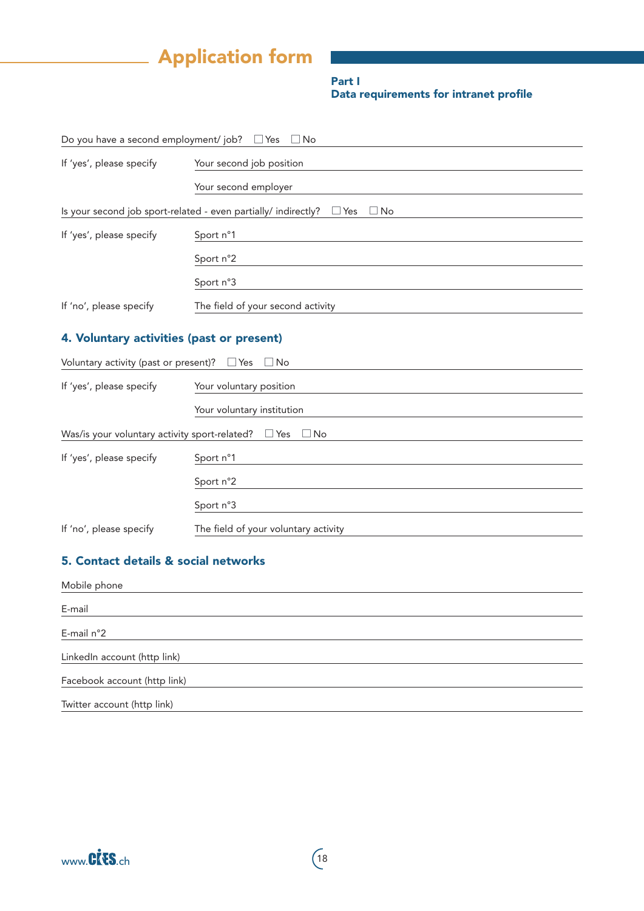# Application form

**Part I**
**Data requirements for intranet profile**

Do you have a second employment/ job? ☐ Yes ☐ No

If 'yes', please specify — Your second job position

Your second employer

Is your second job sport-related - even partially/ indirectly? ☐ Yes ☐ No

If 'yes', please specify — Sport n°1

Sport n°2

Sport n°3

If 'no', please specify — The field of your second activity

## 4. Voluntary activities (past or present)

Voluntary activity (past or present)? ☐ Yes ☐ No

If 'yes', please specify — Your voluntary position

Your voluntary institution

Was/is your voluntary activity sport-related? ☐ Yes ☐ No

If 'yes', please specify — Sport n°1

Sport n°2

Sport n°3

If 'no', please specify — The field of your voluntary activity

## 5. Contact details & social networks

Mobile phone

E-mail

E-mail n°2

LinkedIn account (http link)

Facebook account (http link)

Twitter account (http link)

www.cies.ch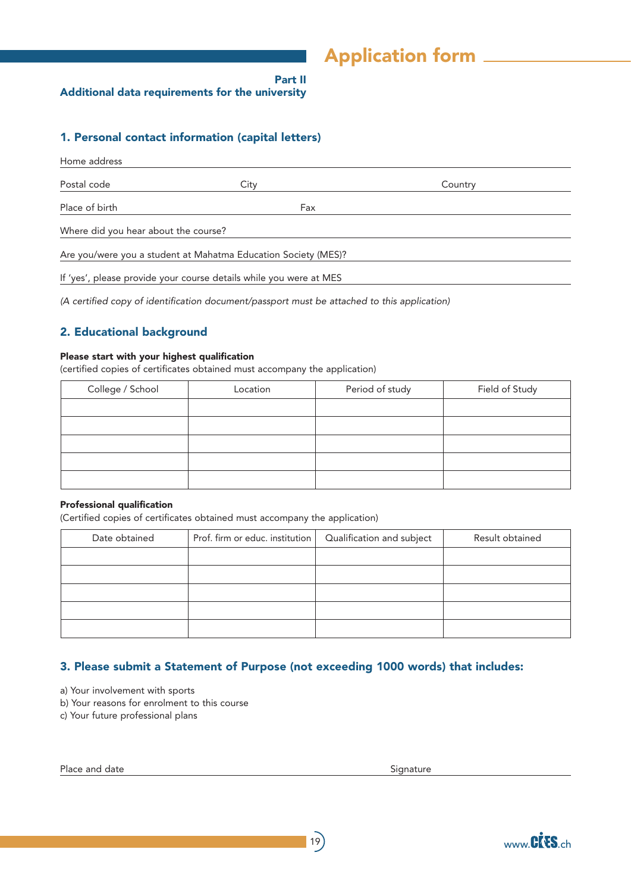# Application form

**Part II**
**Additional data requirements for the university**

## 1. Personal contact information (capital letters)

Home address

Postal code City Country

Place of birth Fax

Where did you hear about the course?

Are you/were you a student at Mahatma Education Society (MES)?

If 'yes', please provide your course details while you were at MES

*(A certified copy of identification document/passport must be attached to this application)*

## 2. Educational background

**Please start with your highest qualification**
(certified copies of certificates obtained must accompany the application)

| College / School | Location | Period of study | Field of Study |
|---|---|---|---|
| | | | |
| | | | |
| | | | |
| | | | |
| | | | |

**Professional qualification**
(Certified copies of certificates obtained must accompany the application)

| Date obtained | Prof. firm or educ. institution | Qualification and subject | Result obtained |
|---|---|---|---|
| | | | |
| | | | |
| | | | |
| | | | |
| | | | |

## 3. Please submit a Statement of Purpose (not exceeding 1000 words) that includes:

a) Your involvement with sports
b) Your reasons for enrolment to this course
c) Your future professional plans

Place and date Signature

www.cies.ch